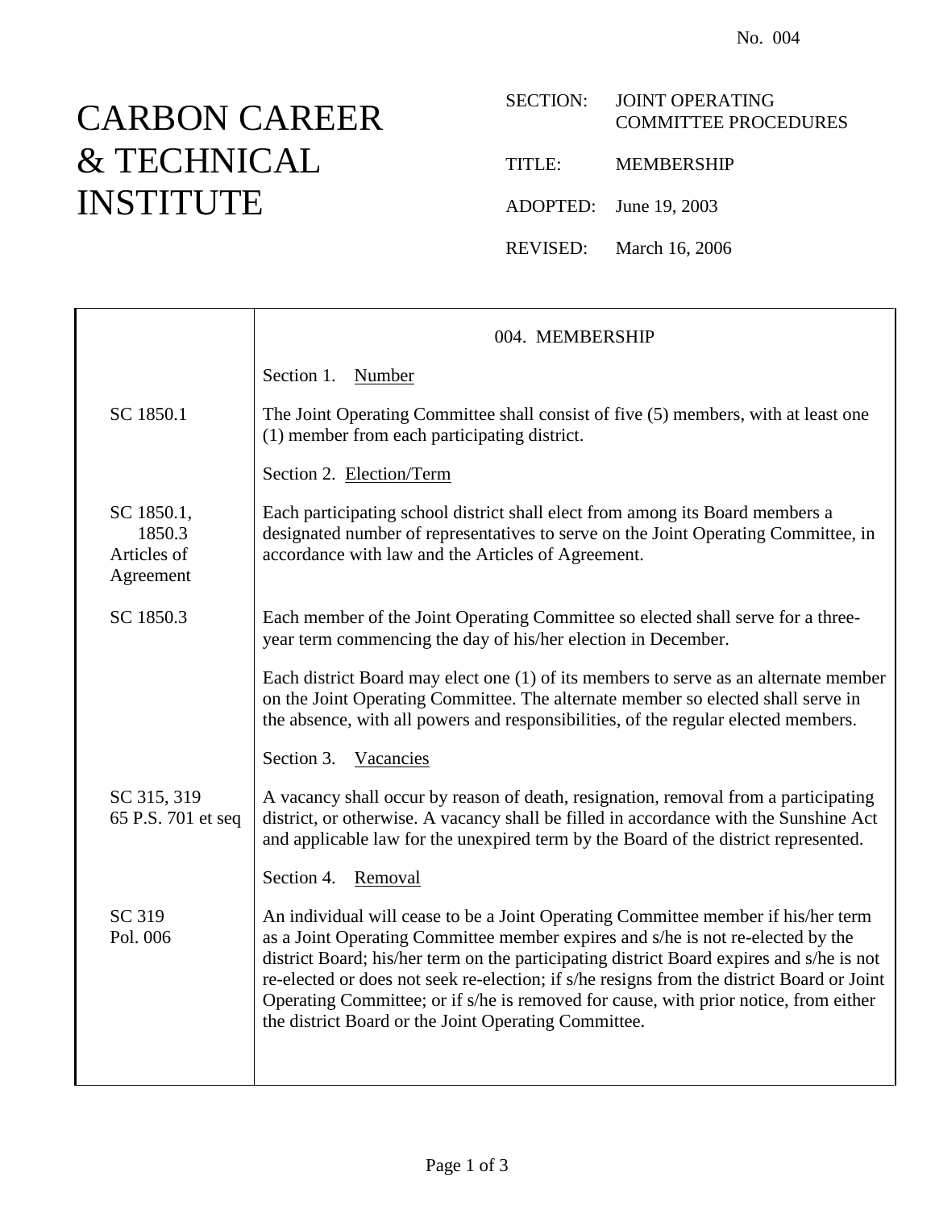No. 004

# CARBON CAREER & TECHNICAL INSTITUTE

SECTION: JOINT OPERATING COMMITTEE PROCEDURES

TITLE: MEMBERSHIP

ADOPTED: June 19, 2003

REVISED: March 16, 2006

## 004. MEMBERSHIP

Section 1. Number

SC 1850.1

The Joint Operating Committee shall consist of five (5) members, with at least one (1) member from each participating district.

Section 2. Election/Term

SC 1850.1, 1850.3, Articles of Agreement

Each participating school district shall elect from among its Board members a designated number of representatives to serve on the Joint Operating Committee, in accordance with law and the Articles of Agreement.

SC 1850.3

Each member of the Joint Operating Committee so elected shall serve for a three-year term commencing the day of his/her election in December.

Each district Board may elect one (1) of its members to serve as an alternate member on the Joint Operating Committee. The alternate member so elected shall serve in the absence, with all powers and responsibilities, of the regular elected members.

Section 3. Vacancies

SC 315, 319
65 P.S. 701 et seq

A vacancy shall occur by reason of death, resignation, removal from a participating district, or otherwise. A vacancy shall be filled in accordance with the Sunshine Act and applicable law for the unexpired term by the Board of the district represented.

Section 4. Removal

SC 319
Pol. 006

An individual will cease to be a Joint Operating Committee member if his/her term as a Joint Operating Committee member expires and s/he is not re-elected by the district Board; his/her term on the participating district Board expires and s/he is not re-elected or does not seek re-election; if s/he resigns from the district Board or Joint Operating Committee; or if s/he is removed for cause, with prior notice, from either the district Board or the Joint Operating Committee.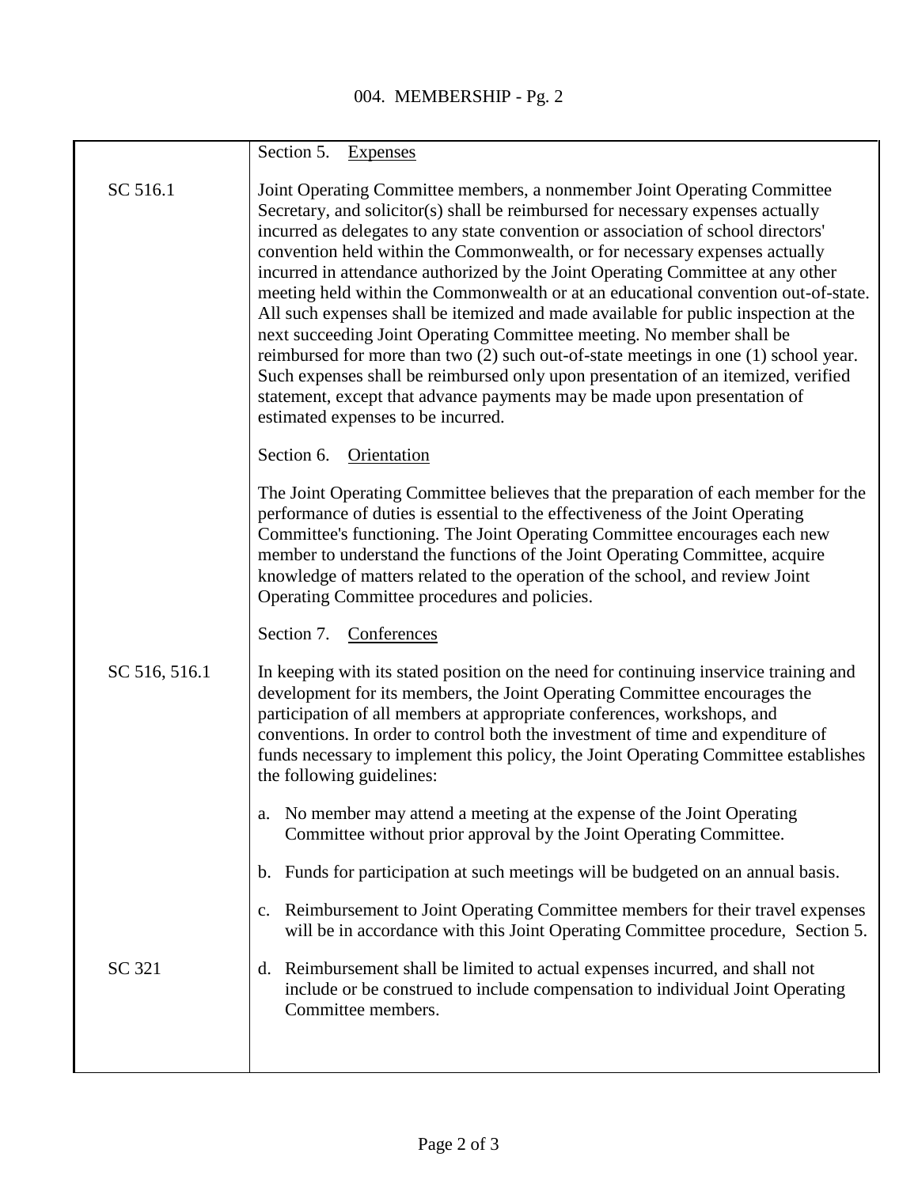## Section 5. Expenses

SC 516.1

Joint Operating Committee members, a nonmember Joint Operating Committee Secretary, and solicitor(s) shall be reimbursed for necessary expenses actually incurred as delegates to any state convention or association of school directors' convention held within the Commonwealth, or for necessary expenses actually incurred in attendance authorized by the Joint Operating Committee at any other meeting held within the Commonwealth or at an educational convention out-of-state. All such expenses shall be itemized and made available for public inspection at the next succeeding Joint Operating Committee meeting. No member shall be reimbursed for more than two (2) such out-of-state meetings in one (1) school year. Such expenses shall be reimbursed only upon presentation of an itemized, verified statement, except that advance payments may be made upon presentation of estimated expenses to be incurred.

## Section 6. Orientation

The Joint Operating Committee believes that the preparation of each member for the performance of duties is essential to the effectiveness of the Joint Operating Committee's functioning. The Joint Operating Committee encourages each new member to understand the functions of the Joint Operating Committee, acquire knowledge of matters related to the operation of the school, and review Joint Operating Committee procedures and policies.

## Section 7. Conferences

SC 516, 516.1

In keeping with its stated position on the need for continuing inservice training and development for its members, the Joint Operating Committee encourages the participation of all members at appropriate conferences, workshops, and conventions. In order to control both the investment of time and expenditure of funds necessary to implement this policy, the Joint Operating Committee establishes the following guidelines:

a. No member may attend a meeting at the expense of the Joint Operating Committee without prior approval by the Joint Operating Committee.

b. Funds for participation at such meetings will be budgeted on an annual basis.

c. Reimbursement to Joint Operating Committee members for their travel expenses will be in accordance with this Joint Operating Committee procedure, Section 5.

SC 321

d. Reimbursement shall be limited to actual expenses incurred, and shall not include or be construed to include compensation to individual Joint Operating Committee members.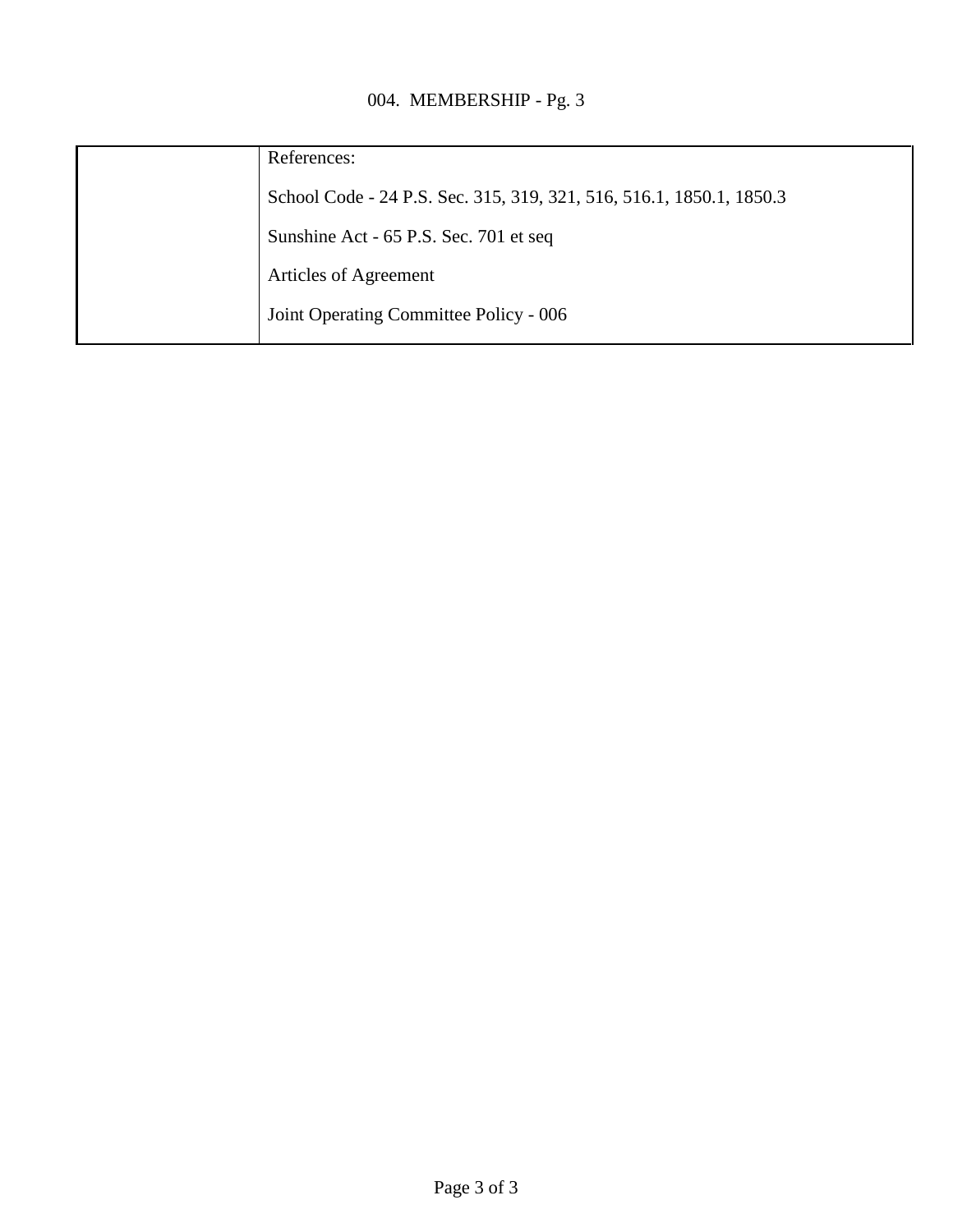| | |
|---|---|
| | References:<br><br>School Code - 24 P.S. Sec. 315, 319, 321, 516, 516.1, 1850.1, 1850.3<br><br>Sunshine Act - 65 P.S. Sec. 701 et seq<br><br>Articles of Agreement<br><br>Joint Operating Committee Policy - 006 |